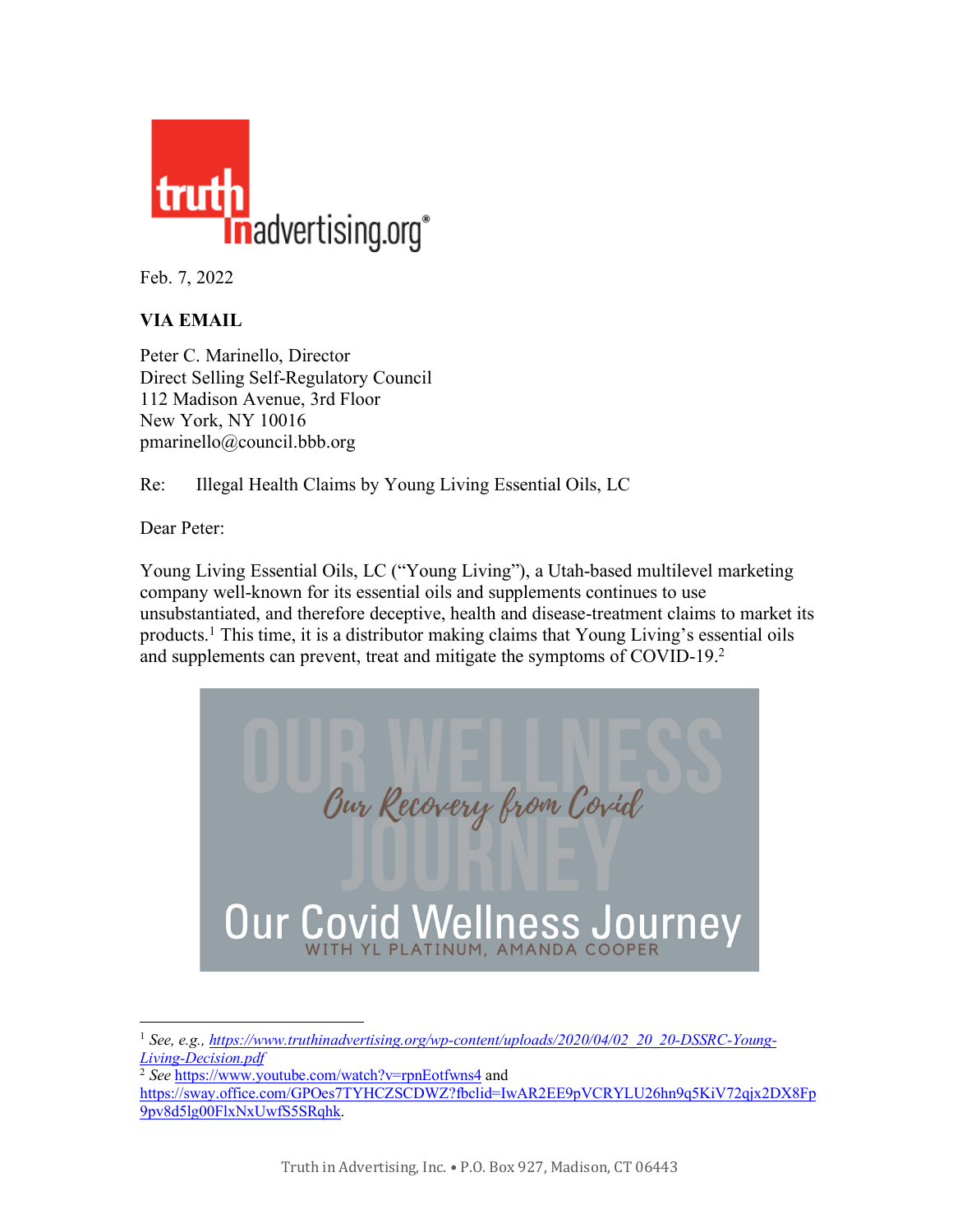Feb. 7, 2022

**VIA EMAIL**

Peter C. Marinello, Director
Direct Selling Self-Regulatory Council
112 Madison Avenue, 3rd Floor
New York, NY 10016
pmarinello@council.bbb.org

Re: Illegal Health Claims by Young Living Essential Oils, LC

Dear Peter:

Young Living Essential Oils, LC ("Young Living"), a Utah-based multilevel marketing company well-known for its essential oils and supplements continues to use unsubstantiated, and therefore deceptive, health and disease-treatment claims to market its products.[1] This time, it is a distributor making claims that Young Living's essential oils and supplements can prevent, treat and mitigate the symptoms of COVID-19.[2]

[1] *See, e.g.*, *https://www.truthinadvertising.org/wp-content/uploads/2020/04/02_20_20-DSSRC-Young-Living-Decision.pdf*

[2] *See* https://www.youtube.com/watch?v=rpnEotfwns4 and https://sway.office.com/GPOes7TYHCZSCDWZ?fbclid=IwAR2EE9pVCRYLU26hn9q5KiV72qjx2DX8Fp9pv8d5lg00FlxNxUwfS5SRqhk.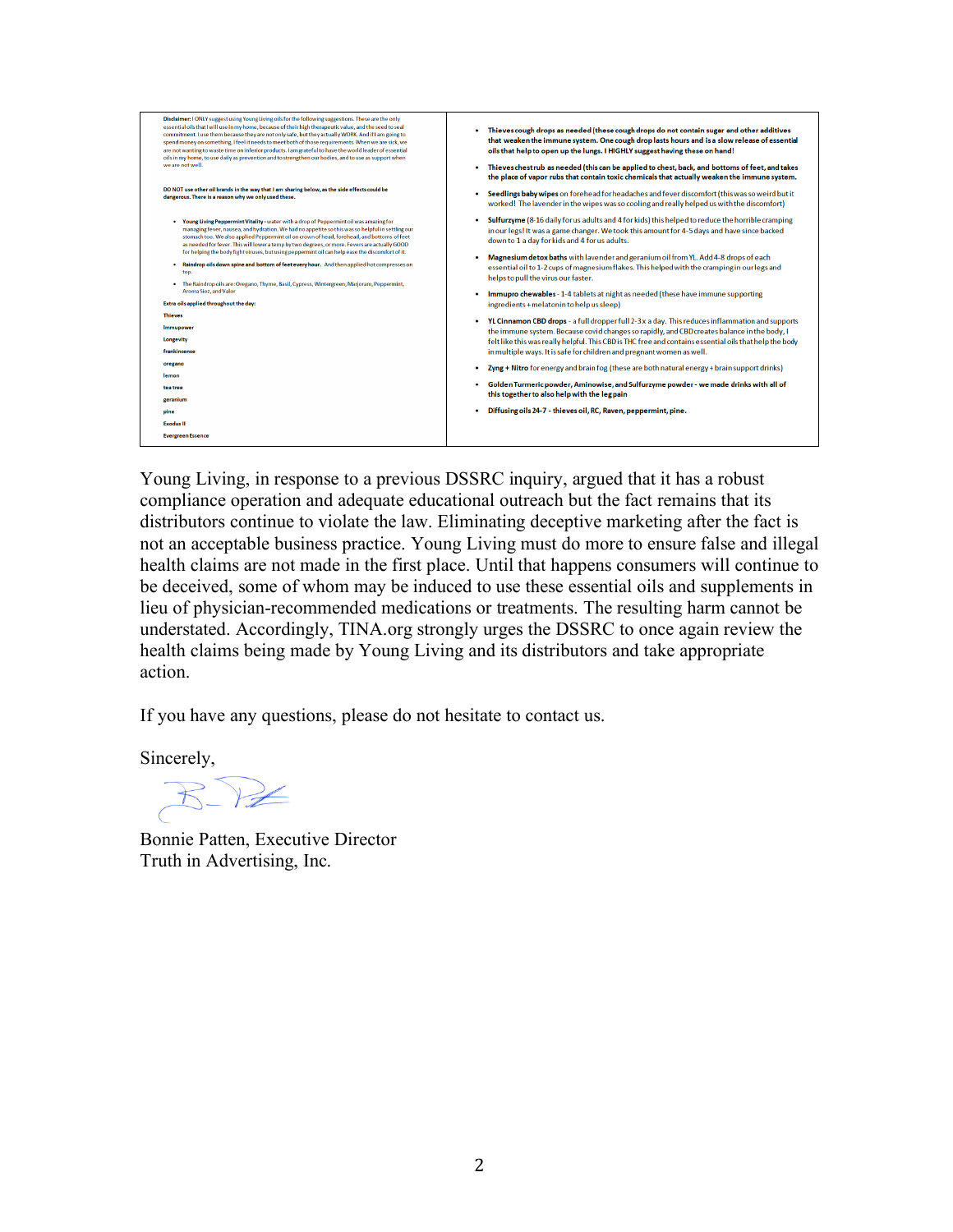**Disclaimer:** I ONLY suggest using Young Living oils for the following suggestions. These are the only essential oils that I will use in my home, because of their high therapeutic value, and the seed to seal commitment. I use them because they are not only safe, but they actually WORK. And if I am going to spend money on something, I feel it needs to meet both of those requirements. When we are sick, we are not wanting to waste time on inferior products. I am grateful to have the world leader of essential oils in my home, to use daily as prevention and to strengthen our bodies, and to use as support when we are not well.

**DO NOT use other oil brands in the way that I am sharing below, as the side effects could be dangerous. There is a reason why we only used these.**

- **Young Living Peppermint Vitality** - water with a drop of Peppermint oil was amazing for managing fever, nausea, and hydration. We had no appetite so this was so helpful in settling our stomach too. We also applied Peppermint oil on crown of head, forehead, and bottoms of feet as needed for fever. This will lower a temp by two degrees, or more. Fevers are actually GOOD for helping the body fight viruses, but using peppermint oil can help ease the discomfort of it.
- **Raindrop oils down spine and bottom of feet every hour.** And then applied hot compresses on top.
- The Raindrop oils are: Oregano, Thyme, Basil, Cypress, Wintergreen, Marjoram, Peppermint, Aroma Siez, and Valor

**Extra oils applied throughout the day:**

**Thieves**

**Immupower**

**Longevity**

**frankincense**

**oregano**

**lemon**

**tea tree**

**geranium**

**pine**

**Exodus II**

**Evergreen Essence**

- **Thieves cough drops as needed (these cough drops do not contain sugar and other additives that weaken the immune system. One cough drop lasts hours and is a slow release of essential oils that help to open up the lungs. I HIGHLY suggest having these on hand!**
- **Thieves chest rub as needed (this can be applied to chest, back, and bottoms of feet, and takes the place of vapor rubs that contain toxic chemicals that actually weaken the immune system.**
- **Seedlings baby wipes** on forehead for headaches and fever discomfort (this was so weird but it worked! The lavender in the wipes was so cooling and really helped us with the discomfort)
- **Sulfurzyme** (8-16 daily for us adults and 4 for kids) this helped to reduce the horrible cramping in our legs! It was a game changer. We took this amount for 4-5 days and have since backed down to 1 a day for kids and 4 for us adults.
- **Magnesium detox baths** with lavender and geranium oil from YL. Add 4-8 drops of each essential oil to 1-2 cups of magnesium flakes. This helped with the cramping in our legs and helps to pull the virus our faster.
- **Immupro chewables** - 1-4 tablets at night as needed (these have immune supporting ingredients + melatonin to help us sleep)
- **YL Cinnamon CBD drops** - a full dropper full 2-3x a day. This reduces inflammation and supports the immune system. Because covid changes so rapidly, and CBD creates balance in the body, I felt like this was really helpful. This CBD is THC free and contains essential oils that help the body in multiple ways. It is safe for children and pregnant women as well.
- **Zyng + Nitro** for energy and brain fog (these are both natural energy + brain support drinks)
- **Golden Turmeric powder, Aminowise, and Sulfurzyme powder - we made drinks with all of this together to also help with the leg pain**
- **Diffusing oils 24-7 - thieves oil, RC, Raven, peppermint, pine.**

Young Living, in response to a previous DSSRC inquiry, argued that it has a robust compliance operation and adequate educational outreach but the fact remains that its distributors continue to violate the law. Eliminating deceptive marketing after the fact is not an acceptable business practice. Young Living must do more to ensure false and illegal health claims are not made in the first place. Until that happens consumers will continue to be deceived, some of whom may be induced to use these essential oils and supplements in lieu of physician-recommended medications or treatments. The resulting harm cannot be understated. Accordingly, TINA.org strongly urges the DSSRC to once again review the health claims being made by Young Living and its distributors and take appropriate action.

If you have any questions, please do not hesitate to contact us.

Sincerely,

Bonnie Patten, Executive Director
Truth in Advertising, Inc.